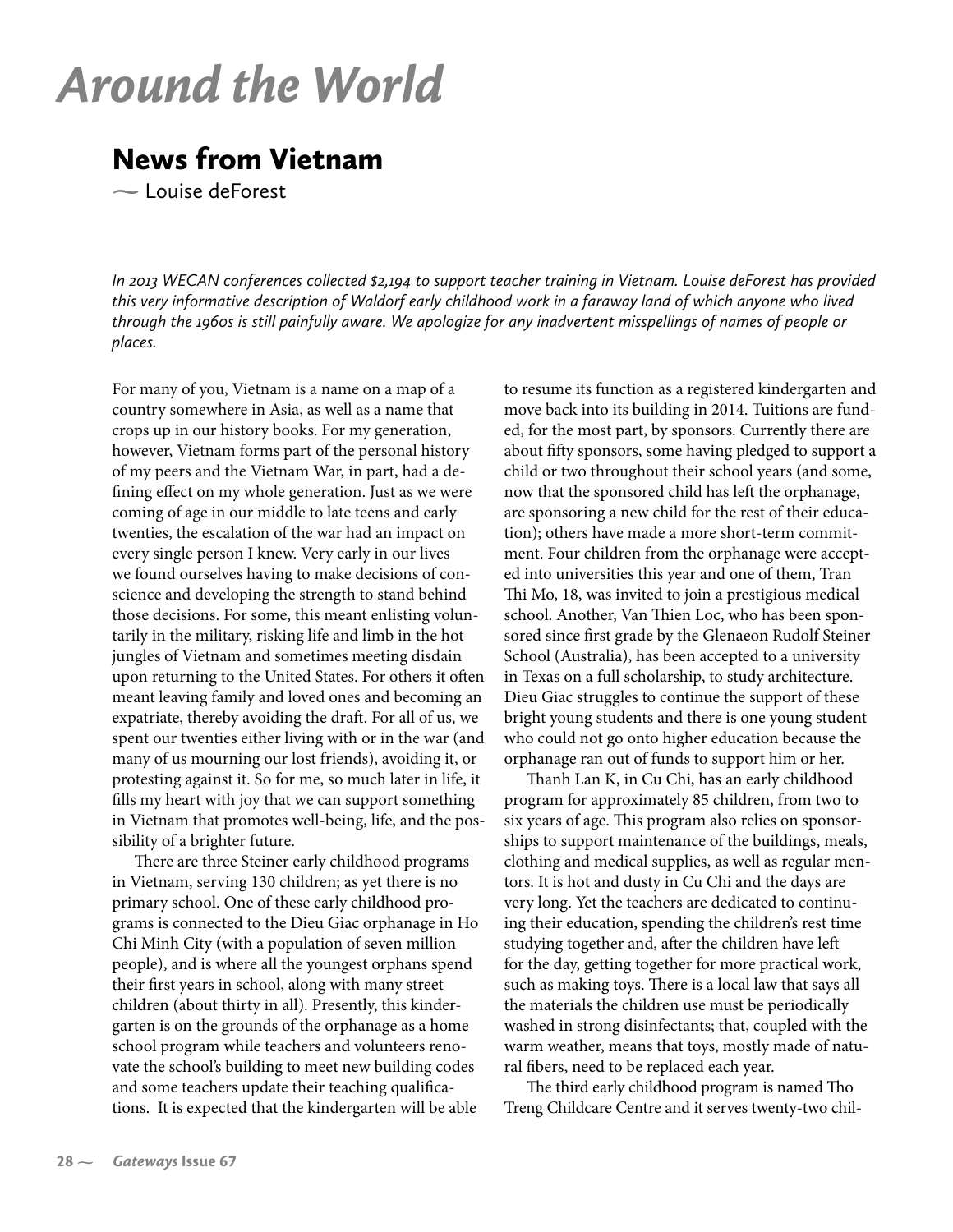# Around the World

## News from Vietnam

~ Louise deForest

*In 2013 WECAN conferences collected $2,194 to support teacher training in Vietnam. Louise deForest has provided this very informative description of Waldorf early childhood work in a faraway land of which anyone who lived through the 1960s is still painfully aware. We apologize for any inadvertent misspellings of names of people or places.*

For many of you, Vietnam is a name on a map of a country somewhere in Asia, as well as a name that crops up in our history books. For my generation, however, Vietnam forms part of the personal history of my peers and the Vietnam War, in part, had a defining effect on my whole generation. Just as we were coming of age in our middle to late teens and early twenties, the escalation of the war had an impact on every single person I knew. Very early in our lives we found ourselves having to make decisions of conscience and developing the strength to stand behind those decisions. For some, this meant enlisting voluntarily in the military, risking life and limb in the hot jungles of Vietnam and sometimes meeting disdain upon returning to the United States. For others it often meant leaving family and loved ones and becoming an expatriate, thereby avoiding the draft. For all of us, we spent our twenties either living with or in the war (and many of us mourning our lost friends), avoiding it, or protesting against it. So for me, so much later in life, it fills my heart with joy that we can support something in Vietnam that promotes well-being, life, and the possibility of a brighter future.

There are three Steiner early childhood programs in Vietnam, serving 130 children; as yet there is no primary school. One of these early childhood programs is connected to the Dieu Giac orphanage in Ho Chi Minh City (with a population of seven million people), and is where all the youngest orphans spend their first years in school, along with many street children (about thirty in all). Presently, this kindergarten is on the grounds of the orphanage as a home school program while teachers and volunteers renovate the school's building to meet new building codes and some teachers update their teaching qualifications. It is expected that the kindergarten will be able to resume its function as a registered kindergarten and move back into its building in 2014. Tuitions are funded, for the most part, by sponsors. Currently there are about fifty sponsors, some having pledged to support a child or two throughout their school years (and some, now that the sponsored child has left the orphanage, are sponsoring a new child for the rest of their education); others have made a more short-term commitment. Four children from the orphanage were accepted into universities this year and one of them, Tran Thi Mo, 18, was invited to join a prestigious medical school. Another, Van Thien Loc, who has been sponsored since first grade by the Glenaeon Rudolf Steiner School (Australia), has been accepted to a university in Texas on a full scholarship, to study architecture. Dieu Giac struggles to continue the support of these bright young students and there is one young student who could not go onto higher education because the orphanage ran out of funds to support him or her.

Thanh Lan K, in Cu Chi, has an early childhood program for approximately 85 children, from two to six years of age. This program also relies on sponsorships to support maintenance of the buildings, meals, clothing and medical supplies, as well as regular mentors. It is hot and dusty in Cu Chi and the days are very long. Yet the teachers are dedicated to continuing their education, spending the children's rest time studying together and, after the children have left for the day, getting together for more practical work, such as making toys. There is a local law that says all the materials the children use must be periodically washed in strong disinfectants; that, coupled with the warm weather, means that toys, mostly made of natural fibers, need to be replaced each year.

The third early childhood program is named Tho Treng Childcare Centre and it serves twenty-two chil-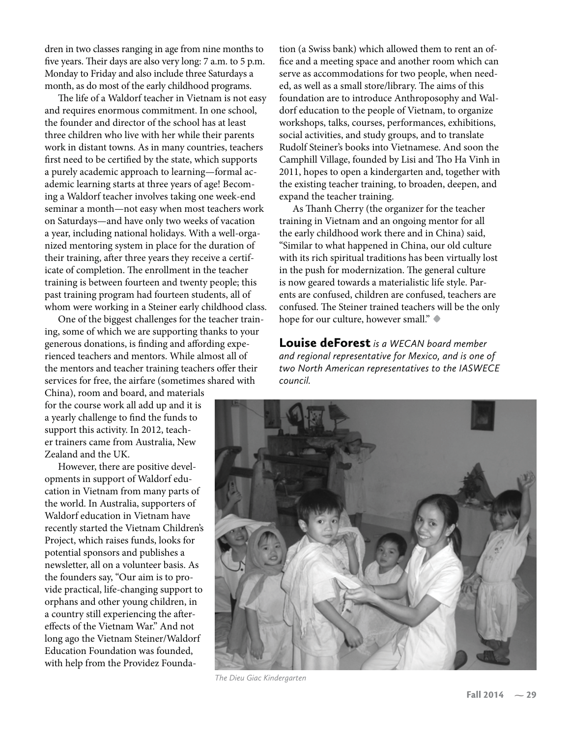dren in two classes ranging in age from nine months to five years. Their days are also very long: 7 a.m. to 5 p.m. Monday to Friday and also include three Saturdays a month, as do most of the early childhood programs.

The life of a Waldorf teacher in Vietnam is not easy and requires enormous commitment. In one school, the founder and director of the school has at least three children who live with her while their parents work in distant towns. As in many countries, teachers first need to be certified by the state, which supports a purely academic approach to learning—formal academic learning starts at three years of age! Becoming a Waldorf teacher involves taking one week-end seminar a month—not easy when most teachers work on Saturdays—and have only two weeks of vacation a year, including national holidays. With a well-organized mentoring system in place for the duration of their training, after three years they receive a certificate of completion. The enrollment in the teacher training is between fourteen and twenty people; this past training program had fourteen students, all of whom were working in a Steiner early childhood class.

One of the biggest challenges for the teacher training, some of which we are supporting thanks to your generous donations, is finding and affording experienced teachers and mentors. While almost all of the mentors and teacher training teachers offer their services for free, the airfare (sometimes shared with China), room and board, and materials for the course work all add up and it is a yearly challenge to find the funds to support this activity. In 2012, teacher trainers came from Australia, New Zealand and the UK.

However, there are positive developments in support of Waldorf education in Vietnam from many parts of the world. In Australia, supporters of Waldorf education in Vietnam have recently started the Vietnam Children's Project, which raises funds, looks for potential sponsors and publishes a newsletter, all on a volunteer basis. As the founders say, "Our aim is to provide practical, life-changing support to orphans and other young children, in a country still experiencing the aftereffects of the Vietnam War." And not long ago the Vietnam Steiner/Waldorf Education Foundation was founded, with help from the Providez Foundation (a Swiss bank) which allowed them to rent an office and a meeting space and another room which can serve as accommodations for two people, when needed, as well as a small store/library. The aims of this foundation are to introduce Anthroposophy and Waldorf education to the people of Vietnam, to organize workshops, talks, courses, performances, exhibitions, social activities, and study groups, and to translate Rudolf Steiner's books into Vietnamese. And soon the Camphill Village, founded by Lisi and Tho Ha Vinh in 2011, hopes to open a kindergarten and, together with the existing teacher training, to broaden, deepen, and expand the teacher training.

As Thanh Cherry (the organizer for the teacher training in Vietnam and an ongoing mentor for all the early childhood work there and in China) said, "Similar to what happened in China, our old culture with its rich spiritual traditions has been virtually lost in the push for modernization. The general culture is now geared towards a materialistic life style. Parents are confused, children are confused, teachers are confused. The Steiner trained teachers will be the only hope for our culture, however small." ◆

**Louise deForest** *is a WECAN board member and regional representative for Mexico, and is one of two North American representatives to the IASWECE council.*

*The Dieu Giac Kindergarten*